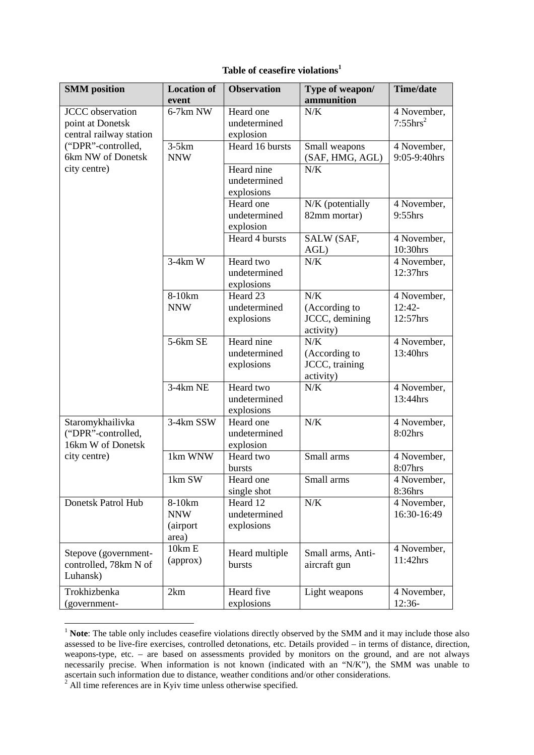**Table of ceasefire violations[1]**

| SMM position | Location of event | Observation | Type of weapon/ ammunition | Time/date |
|---|---|---|---|---|
| JCCC observation point at Donetsk central railway station ("DPR"-controlled, 6km NW of Donetsk city centre) | 6-7km NW | Heard one undetermined explosion | N/K | 4 November, 7:55hrs[2] |
| | 3-5km NNW | Heard 16 bursts | Small weapons (SAF, HMG, AGL) | 4 November, 9:05-9:40hrs |
| | | Heard nine undetermined explosions | N/K | |
| | | Heard one undetermined explosion | N/K (potentially 82mm mortar) | 4 November, 9:55hrs |
| | | Heard 4 bursts | SALW (SAF, AGL) | 4 November, 10:30hrs |
| | 3-4km W | Heard two undetermined explosions | N/K | 4 November, 12:37hrs |
| | 8-10km NNW | Heard 23 undetermined explosions | N/K (According to JCCC, demining activity) | 4 November, 12:42-12:57hrs |
| | 5-6km SE | Heard nine undetermined explosions | N/K (According to JCCC, training activity) | 4 November, 13:40hrs |
| | 3-4km NE | Heard two undetermined explosions | N/K | 4 November, 13:44hrs |
| Staromykhailivka ("DPR"-controlled, 16km W of Donetsk city centre) | 3-4km SSW | Heard one undetermined explosion | N/K | 4 November, 8:02hrs |
| | 1km WNW | Heard two bursts | Small arms | 4 November, 8:07hrs |
| | 1km SW | Heard one single shot | Small arms | 4 November, 8:36hrs |
| Donetsk Patrol Hub | 8-10km NNW (airport area) | Heard 12 undetermined explosions | N/K | 4 November, 16:30-16:49 |
| Stepove (government-controlled, 78km N of Luhansk) | 10km E (approx) | Heard multiple bursts | Small arms, Anti-aircraft gun | 4 November, 11:42hrs |
| Trokhizbenka (government- | 2km | Heard five explosions | Light weapons | 4 November, 12:36- |

[1] **Note**: The table only includes ceasefire violations directly observed by the SMM and it may include those also assessed to be live-fire exercises, controlled detonations, etc. Details provided – in terms of distance, direction, weapons-type, etc. – are based on assessments provided by monitors on the ground, and are not always necessarily precise. When information is not known (indicated with an "N/K"), the SMM was unable to ascertain such information due to distance, weather conditions and/or other considerations.

[2] All time references are in Kyiv time unless otherwise specified.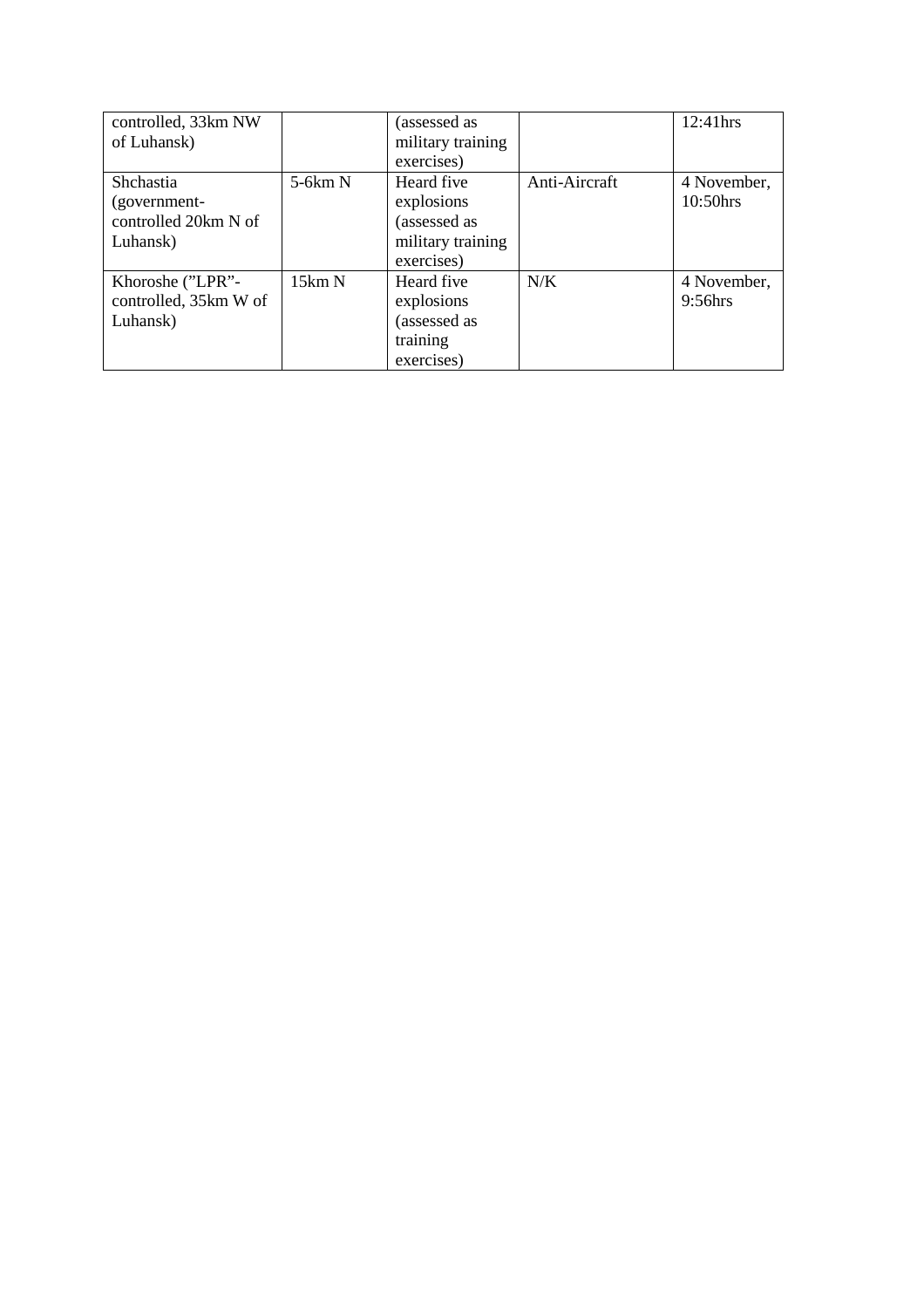| | | | | |
|---|---|---|---|---|
| controlled, 33km NW of Luhansk) | | (assessed as military training exercises) | | 12:41hrs |
| Shchastia (government-controlled 20km N of Luhansk) | 5-6km N | Heard five explosions (assessed as military training exercises) | Anti-Aircraft | 4 November, 10:50hrs |
| Khoroshe ("LPR"-controlled, 35km W of Luhansk) | 15km N | Heard five explosions (assessed as training exercises) | N/K | 4 November, 9:56hrs |